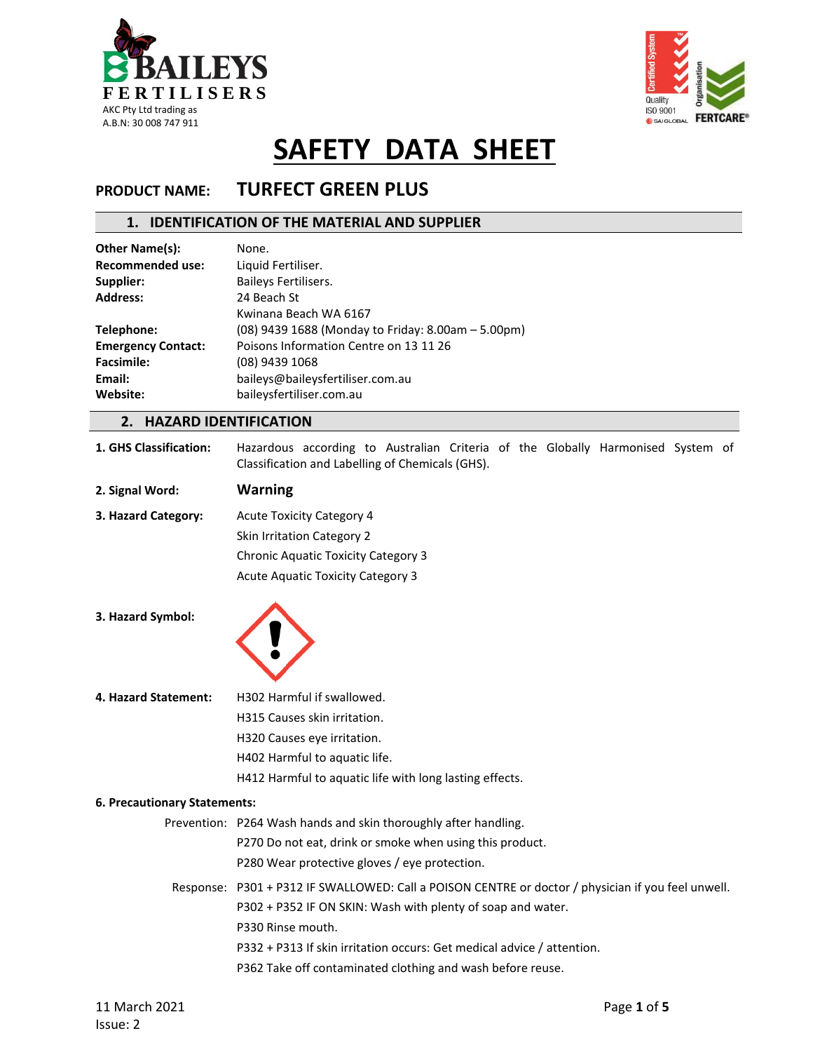BAILEYS FERTILISERS

AKC Pty Ltd trading as
A.B.N: 30 008 747 911

# SAFETY DATA SHEET

**PRODUCT NAME: TURFECT GREEN PLUS**

## 1. IDENTIFICATION OF THE MATERIAL AND SUPPLIER

**Other Name(s):** None.
**Recommended use:** Liquid Fertiliser.
**Supplier:** Baileys Fertilisers.
**Address:** 24 Beach St
Kwinana Beach WA 6167
**Telephone:** (08) 9439 1688 (Monday to Friday: 8.00am – 5.00pm)
**Emergency Contact:** Poisons Information Centre on 13 11 26
**Facsimile:** (08) 9439 1068
**Email:** baileys@baileysfertiliser.com.au
**Website:** baileysfertiliser.com.au

## 2. HAZARD IDENTIFICATION

**1. GHS Classification:** Hazardous according to Australian Criteria of the Globally Harmonised System of Classification and Labelling of Chemicals (GHS).

**2. Signal Word:** **Warning**

**3. Hazard Category:**
Acute Toxicity Category 4
Skin Irritation Category 2
Chronic Aquatic Toxicity Category 3
Acute Aquatic Toxicity Category 3

**3. Hazard Symbol:**

**4. Hazard Statement:**
H302 Harmful if swallowed.
H315 Causes skin irritation.
H320 Causes eye irritation.
H402 Harmful to aquatic life.
H412 Harmful to aquatic life with long lasting effects.

**6. Precautionary Statements:**

Prevention:
P264 Wash hands and skin thoroughly after handling.
P270 Do not eat, drink or smoke when using this product.
P280 Wear protective gloves / eye protection.

Response:
P301 + P312 IF SWALLOWED: Call a POISON CENTRE or doctor / physician if you feel unwell.
P302 + P352 IF ON SKIN: Wash with plenty of soap and water.
P330 Rinse mouth.
P332 + P313 If skin irritation occurs: Get medical advice / attention.
P362 Take off contaminated clothing and wash before reuse.

11 March 2021
Issue: 2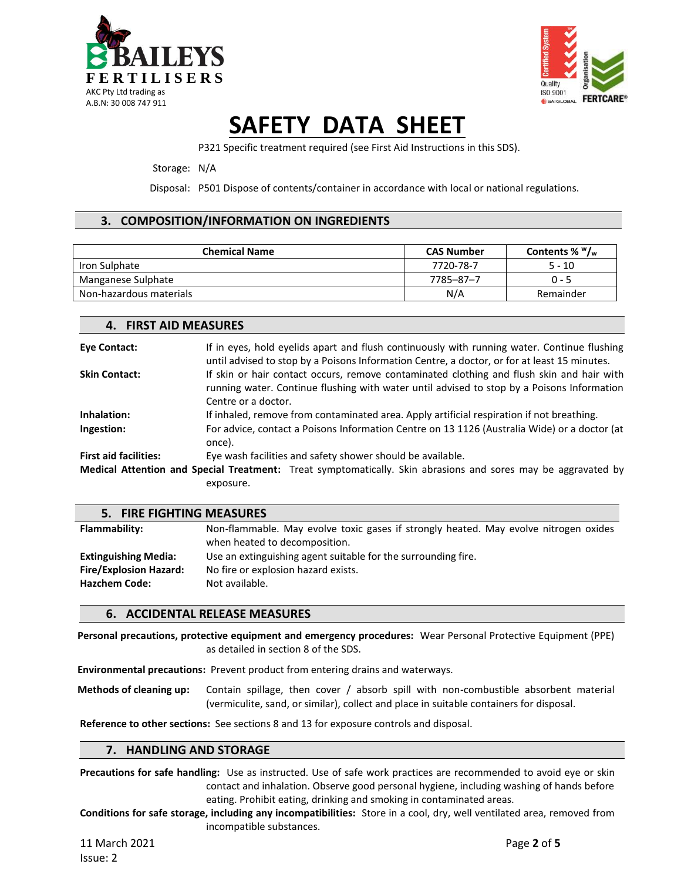# SAFETY DATA SHEET

P321 Specific treatment required (see First Aid Instructions in this SDS).

Storage: N/A

Disposal: P501 Dispose of contents/container in accordance with local or national regulations.

## 3. COMPOSITION/INFORMATION ON INGREDIENTS

| Chemical Name | CAS Number | Contents % $^w/_w$ |
|---|---|---|
| Iron Sulphate | 7720-78-7 | 5 - 10 |
| Manganese Sulphate | 7785–87–7 | 0 - 5 |
| Non-hazardous materials | N/A | Remainder |

## 4. FIRST AID MEASURES

**Eye Contact:** If in eyes, hold eyelids apart and flush continuously with running water. Continue flushing until advised to stop by a Poisons Information Centre, a doctor, or for at least 15 minutes.

**Skin Contact:** If skin or hair contact occurs, remove contaminated clothing and flush skin and hair with running water. Continue flushing with water until advised to stop by a Poisons Information Centre or a doctor.

**Inhalation:** If inhaled, remove from contaminated area. Apply artificial respiration if not breathing.

**Ingestion:** For advice, contact a Poisons Information Centre on 13 1126 (Australia Wide) or a doctor (at once).

**First aid facilities:** Eye wash facilities and safety shower should be available.

**Medical Attention and Special Treatment:** Treat symptomatically. Skin abrasions and sores may be aggravated by exposure.

## 5. FIRE FIGHTING MEASURES

**Flammability:** Non-flammable. May evolve toxic gases if strongly heated. May evolve nitrogen oxides when heated to decomposition.

**Extinguishing Media:** Use an extinguishing agent suitable for the surrounding fire.

**Fire/Explosion Hazard:** No fire or explosion hazard exists.

**Hazchem Code:** Not available.

## 6. ACCIDENTAL RELEASE MEASURES

**Personal precautions, protective equipment and emergency procedures:** Wear Personal Protective Equipment (PPE) as detailed in section 8 of the SDS.

**Environmental precautions:** Prevent product from entering drains and waterways.

**Methods of cleaning up:** Contain spillage, then cover / absorb spill with non-combustible absorbent material (vermiculite, sand, or similar), collect and place in suitable containers for disposal.

**Reference to other sections:** See sections 8 and 13 for exposure controls and disposal.

## 7. HANDLING AND STORAGE

**Precautions for safe handling:** Use as instructed. Use of safe work practices are recommended to avoid eye or skin contact and inhalation. Observe good personal hygiene, including washing of hands before eating. Prohibit eating, drinking and smoking in contaminated areas.

**Conditions for safe storage, including any incompatibilities:** Store in a cool, dry, well ventilated area, removed from incompatible substances.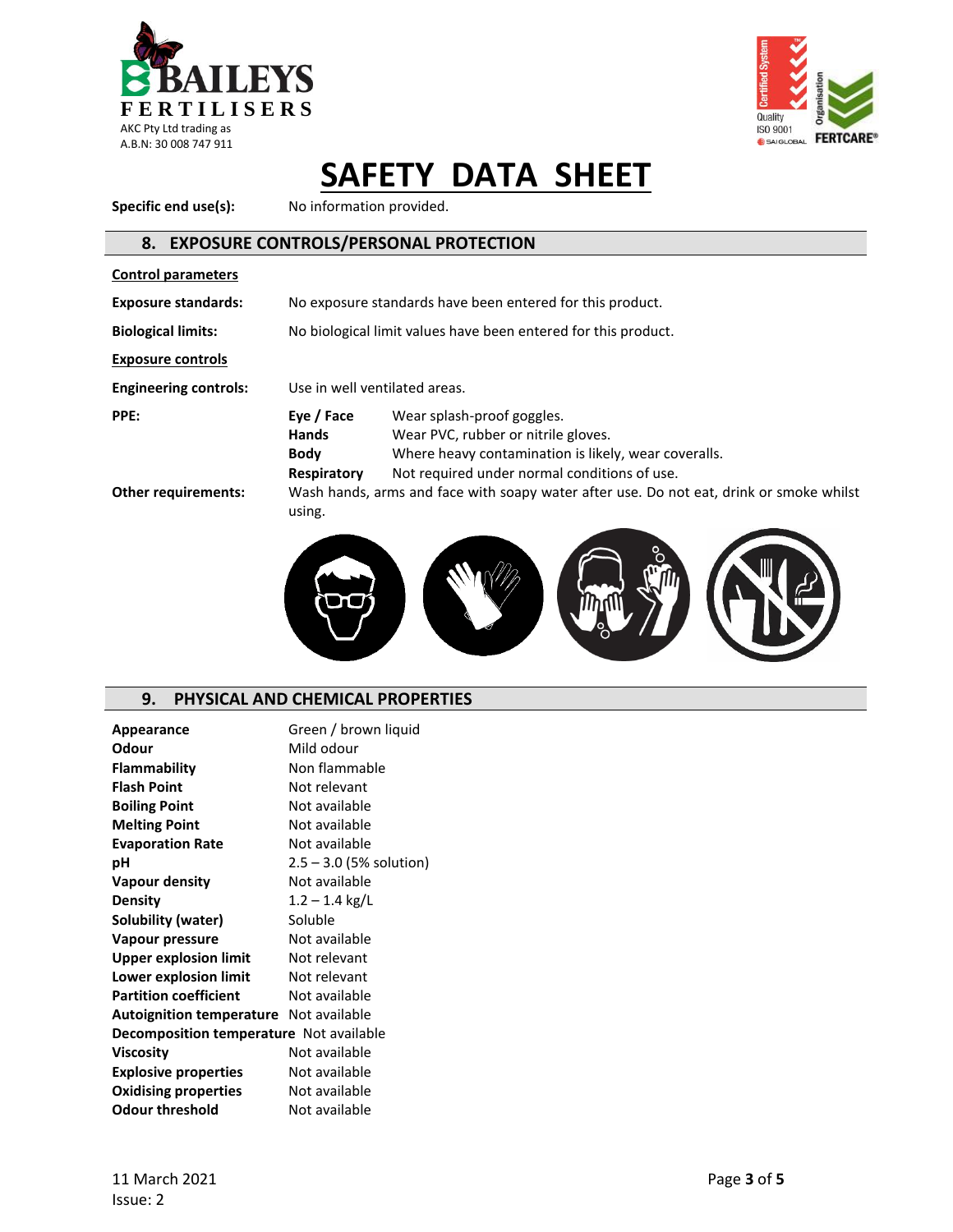**Specific end use(s):** No information provided.

## 8. EXPOSURE CONTROLS/PERSONAL PROTECTION

**Control parameters**

**Exposure standards:** No exposure standards have been entered for this product.

**Biological limits:** No biological limit values have been entered for this product.

**Exposure controls**

**Engineering controls:** Use in well ventilated areas.

**PPE:**

| | |
|---|---|
| **Eye / Face** | Wear splash-proof goggles. |
| **Hands** | Wear PVC, rubber or nitrile gloves. |
| **Body** | Where heavy contamination is likely, wear coveralls. |
| **Respiratory** | Not required under normal conditions of use. |

**Other requirements:** Wash hands, arms and face with soapy water after use. Do not eat, drink or smoke whilst using.

## 9. PHYSICAL AND CHEMICAL PROPERTIES

| | |
|---|---|
| **Appearance** | Green / brown liquid |
| **Odour** | Mild odour |
| **Flammability** | Non flammable |
| **Flash Point** | Not relevant |
| **Boiling Point** | Not available |
| **Melting Point** | Not available |
| **Evaporation Rate** | Not available |
| **pH** | 2.5 – 3.0 (5% solution) |
| **Vapour density** | Not available |
| **Density** | 1.2 – 1.4 kg/L |
| **Solubility (water)** | Soluble |
| **Vapour pressure** | Not available |
| **Upper explosion limit** | Not relevant |
| **Lower explosion limit** | Not relevant |
| **Partition coefficient** | Not available |
| **Autoignition temperature** | Not available |
| **Decomposition temperature** | Not available |
| **Viscosity** | Not available |
| **Explosive properties** | Not available |
| **Oxidising properties** | Not available |
| **Odour threshold** | Not available |

11 March 2021
Issue: 2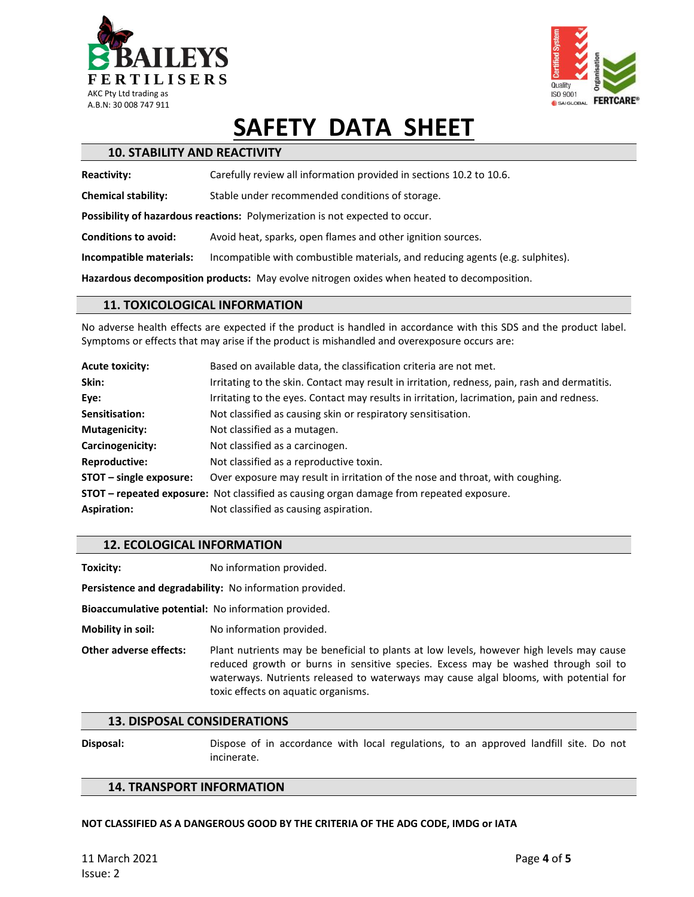# SAFETY DATA SHEET

## 10. STABILITY AND REACTIVITY

**Reactivity:** Carefully review all information provided in sections 10.2 to 10.6.

**Chemical stability:** Stable under recommended conditions of storage.

**Possibility of hazardous reactions:** Polymerization is not expected to occur.

**Conditions to avoid:** Avoid heat, sparks, open flames and other ignition sources.

**Incompatible materials:** Incompatible with combustible materials, and reducing agents (e.g. sulphites).

**Hazardous decomposition products:** May evolve nitrogen oxides when heated to decomposition.

## 11. TOXICOLOGICAL INFORMATION

No adverse health effects are expected if the product is handled in accordance with this SDS and the product label. Symptoms or effects that may arise if the product is mishandled and overexposure occurs are:

**Acute toxicity:** Based on available data, the classification criteria are not met.
**Skin:** Irritating to the skin. Contact may result in irritation, redness, pain, rash and dermatitis.
**Eye:** Irritating to the eyes. Contact may results in irritation, lacrimation, pain and redness.
**Sensitisation:** Not classified as causing skin or respiratory sensitisation.
**Mutagenicity:** Not classified as a mutagen.
**Carcinogenicity:** Not classified as a carcinogen.
**Reproductive:** Not classified as a reproductive toxin.
**STOT – single exposure:** Over exposure may result in irritation of the nose and throat, with coughing.
**STOT – repeated exposure:** Not classified as causing organ damage from repeated exposure.
**Aspiration:** Not classified as causing aspiration.

## 12. ECOLOGICAL INFORMATION

**Toxicity:** No information provided.

**Persistence and degradability:** No information provided.

**Bioaccumulative potential:** No information provided.

**Mobility in soil:** No information provided.

**Other adverse effects:** Plant nutrients may be beneficial to plants at low levels, however high levels may cause reduced growth or burns in sensitive species. Excess may be washed through soil to waterways. Nutrients released to waterways may cause algal blooms, with potential for toxic effects on aquatic organisms.

## 13. DISPOSAL CONSIDERATIONS

**Disposal:** Dispose of in accordance with local regulations, to an approved landfill site. Do not incinerate.

## 14. TRANSPORT INFORMATION

**NOT CLASSIFIED AS A DANGEROUS GOOD BY THE CRITERIA OF THE ADG CODE, IMDG or IATA**

11 March 2021
Issue: 2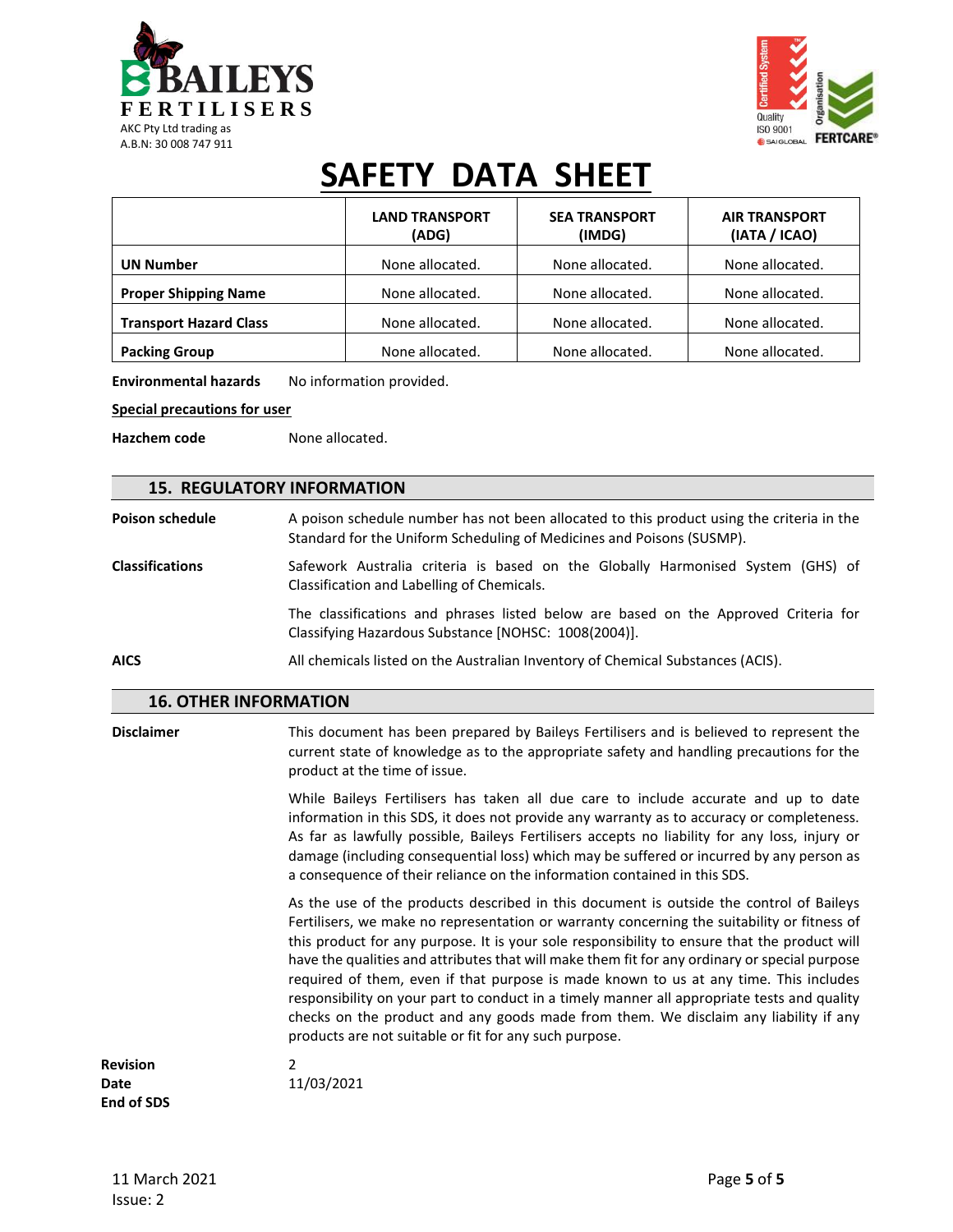# SAFETY DATA SHEET

| | LAND TRANSPORT (ADG) | SEA TRANSPORT (IMDG) | AIR TRANSPORT (IATA / ICAO) |
|---|---|---|---|
| **UN Number** | None allocated. | None allocated. | None allocated. |
| **Proper Shipping Name** | None allocated. | None allocated. | None allocated. |
| **Transport Hazard Class** | None allocated. | None allocated. | None allocated. |
| **Packing Group** | None allocated. | None allocated. | None allocated. |

**Environmental hazards** No information provided.

**Special precautions for user**

**Hazchem code** None allocated.

## 15. REGULATORY INFORMATION

**Poison schedule** A poison schedule number has not been allocated to this product using the criteria in the Standard for the Uniform Scheduling of Medicines and Poisons (SUSMP).

**Classifications** Safework Australia criteria is based on the Globally Harmonised System (GHS) of Classification and Labelling of Chemicals.

The classifications and phrases listed below are based on the Approved Criteria for Classifying Hazardous Substance [NOHSC: 1008(2004)].

**AICS** All chemicals listed on the Australian Inventory of Chemical Substances (ACIS).

## 16. OTHER INFORMATION

**Disclaimer** This document has been prepared by Baileys Fertilisers and is believed to represent the current state of knowledge as to the appropriate safety and handling precautions for the product at the time of issue.

While Baileys Fertilisers has taken all due care to include accurate and up to date information in this SDS, it does not provide any warranty as to accuracy or completeness. As far as lawfully possible, Baileys Fertilisers accepts no liability for any loss, injury or damage (including consequential loss) which may be suffered or incurred by any person as a consequence of their reliance on the information contained in this SDS.

As the use of the products described in this document is outside the control of Baileys Fertilisers, we make no representation or warranty concerning the suitability or fitness of this product for any purpose. It is your sole responsibility to ensure that the product will have the qualities and attributes that will make them fit for any ordinary or special purpose required of them, even if that purpose is made known to us at any time. This includes responsibility on your part to conduct in a timely manner all appropriate tests and quality checks on the product and any goods made from them. We disclaim any liability if any products are not suitable or fit for any such purpose.

**Revision** 2

**Date** 11/03/2021

**End of SDS**